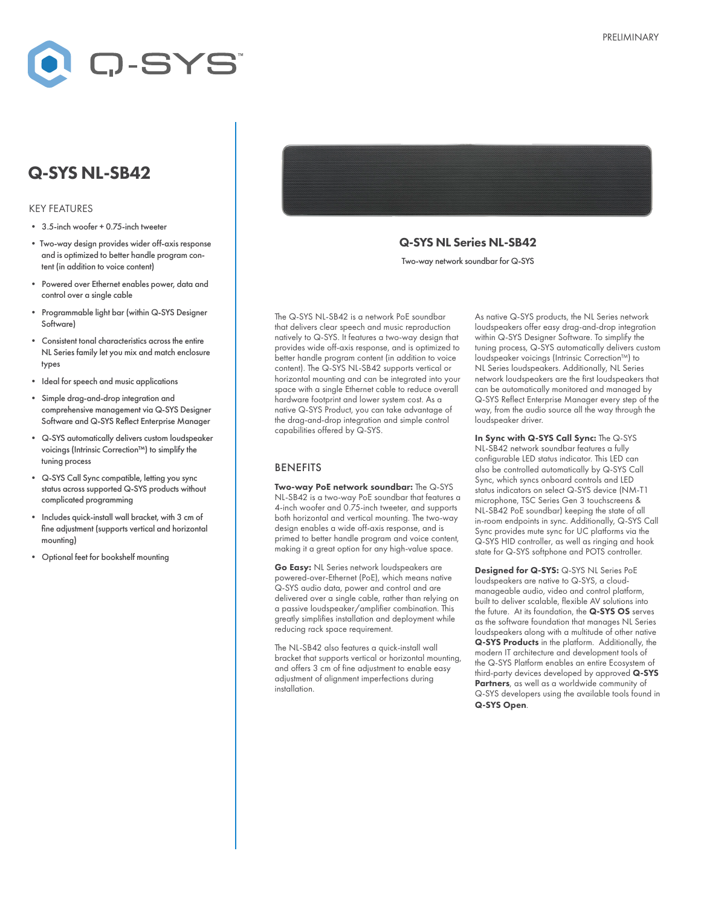PRELIMINARY

# Q-SYS NL-SB42

## KEY FEATURES

- 3.5-inch woofer + 0.75-inch tweeter
- Two-way design provides wider off-axis response and is optimized to better handle program content (in addition to voice content)
- Powered over Ethernet enables power, data and control over a single cable
- Programmable light bar (within Q-SYS Designer Software)
- Consistent tonal characteristics across the entire NL Series family let you mix and match enclosure types
- Ideal for speech and music applications
- Simple drag-and-drop integration and comprehensive management via Q-SYS Designer Software and Q-SYS Reflect Enterprise Manager
- Q-SYS automatically delivers custom loudspeaker voicings (Intrinsic Correction™) to simplify the tuning process
- Q-SYS Call Sync compatible, letting you sync status across supported Q-SYS products without complicated programming
- Includes quick-install wall bracket, with 3 cm of fine adjustment (supports vertical and horizontal mounting)
- Optional feet for bookshelf mounting

## Q-SYS NL Series NL-SB42

Two-way network soundbar for Q-SYS

The Q-SYS NL-SB42 is a network PoE soundbar that delivers clear speech and music reproduction natively to Q-SYS. It features a two-way design that provides wide off-axis response, and is optimized to better handle program content (in addition to voice content). The Q-SYS NL-SB42 supports vertical or horizontal mounting and can be integrated into your space with a single Ethernet cable to reduce overall hardware footprint and lower system cost. As a native Q-SYS Product, you can take advantage of the drag-and-drop integration and simple control capabilities offered by Q-SYS.

## BENEFITS

**Two-way PoE network soundbar:** The Q-SYS NL-SB42 is a two-way PoE soundbar that features a 4-inch woofer and 0.75-inch tweeter, and supports both horizontal and vertical mounting. The two-way design enables a wide off-axis response, and is primed to better handle program and voice content, making it a great option for any high-value space.

**Go Easy:** NL Series network loudspeakers are powered-over-Ethernet (PoE), which means native Q-SYS audio data, power and control and are delivered over a single cable, rather than relying on a passive loudspeaker/amplifier combination. This greatly simplifies installation and deployment while reducing rack space requirement.

The NL-SB42 also features a quick-install wall bracket that supports vertical or horizontal mounting, and offers 3 cm of fine adjustment to enable easy adjustment of alignment imperfections during installation.

As native Q-SYS products, the NL Series network loudspeakers offer easy drag-and-drop integration within Q-SYS Designer Software. To simplify the tuning process, Q-SYS automatically delivers custom loudspeaker voicings (Intrinsic Correction™) to NL Series loudspeakers. Additionally, NL Series network loudspeakers are the first loudspeakers that can be automatically monitored and managed by Q-SYS Reflect Enterprise Manager every step of the way, from the audio source all the way through the loudspeaker driver.

**In Sync with Q-SYS Call Sync:** The Q-SYS NL-SB42 network soundbar features a fully configurable LED status indicator. This LED can also be controlled automatically by Q-SYS Call Sync, which syncs onboard controls and LED status indicators on select Q-SYS device (NM-T1 microphone, TSC Series Gen 3 touchscreens & NL-SB42 PoE soundbar) keeping the state of all in-room endpoints in sync. Additionally, Q-SYS Call Sync provides mute sync for UC platforms via the Q-SYS HID controller, as well as ringing and hook state for Q-SYS softphone and POTS controller.

**Designed for Q-SYS:** Q-SYS NL Series PoE loudspeakers are native to Q-SYS, a cloud-manageable audio, video and control platform, built to deliver scalable, flexible AV solutions into the future. At its foundation, the **Q-SYS OS** serves as the software foundation that manages NL Series loudspeakers along with a multitude of other native **Q-SYS Products** in the platform. Additionally, the modern IT architecture and development tools of the Q-SYS Platform enables an entire Ecosystem of third-party devices developed by approved **Q-SYS Partners**, as well as a worldwide community of Q-SYS developers using the available tools found in **Q-SYS Open**.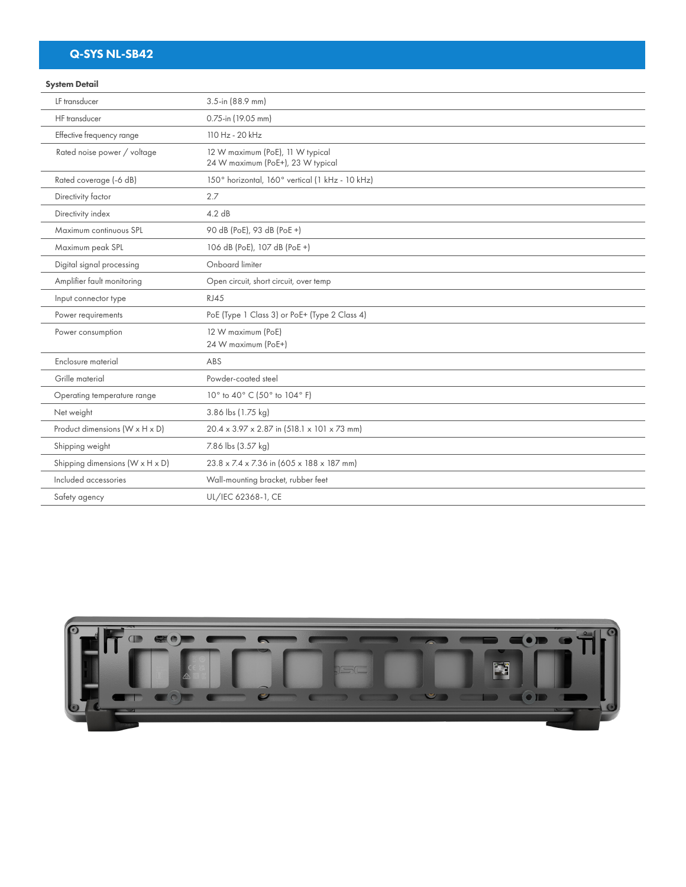## Q-SYS NL-SB42

### System Detail

| | |
|---|---|
| LF transducer | 3.5-in (88.9 mm) |
| HF transducer | 0.75-in (19.05 mm) |
| Effective frequency range | 110 Hz - 20 kHz |
| Rated noise power / voltage | 12 W maximum (PoE), 11 W typical<br>24 W maximum (PoE+), 23 W typical |
| Rated coverage (-6 dB) | 150° horizontal, 160° vertical (1 kHz - 10 kHz) |
| Directivity factor | 2.7 |
| Directivity index | 4.2 dB |
| Maximum continuous SPL | 90 dB (PoE), 93 dB (PoE +) |
| Maximum peak SPL | 106 dB (PoE), 107 dB (PoE +) |
| Digital signal processing | Onboard limiter |
| Amplifier fault monitoring | Open circuit, short circuit, over temp |
| Input connector type | RJ45 |
| Power requirements | PoE (Type 1 Class 3) or PoE+ (Type 2 Class 4) |
| Power consumption | 12 W maximum (PoE)<br>24 W maximum (PoE+) |
| Enclosure material | ABS |
| Grille material | Powder-coated steel |
| Operating temperature range | 10° to 40° C (50° to 104° F) |
| Net weight | 3.86 lbs (1.75 kg) |
| Product dimensions (W x H x D) | 20.4 x 3.97 x 2.87 in (518.1 x 101 x 73 mm) |
| Shipping weight | 7.86 lbs (3.57 kg) |
| Shipping dimensions (W x H x D) | 23.8 x 7.4 x 7.36 in (605 x 188 x 187 mm) |
| Included accessories | Wall-mounting bracket, rubber feet |
| Safety agency | UL/IEC 62368-1, CE |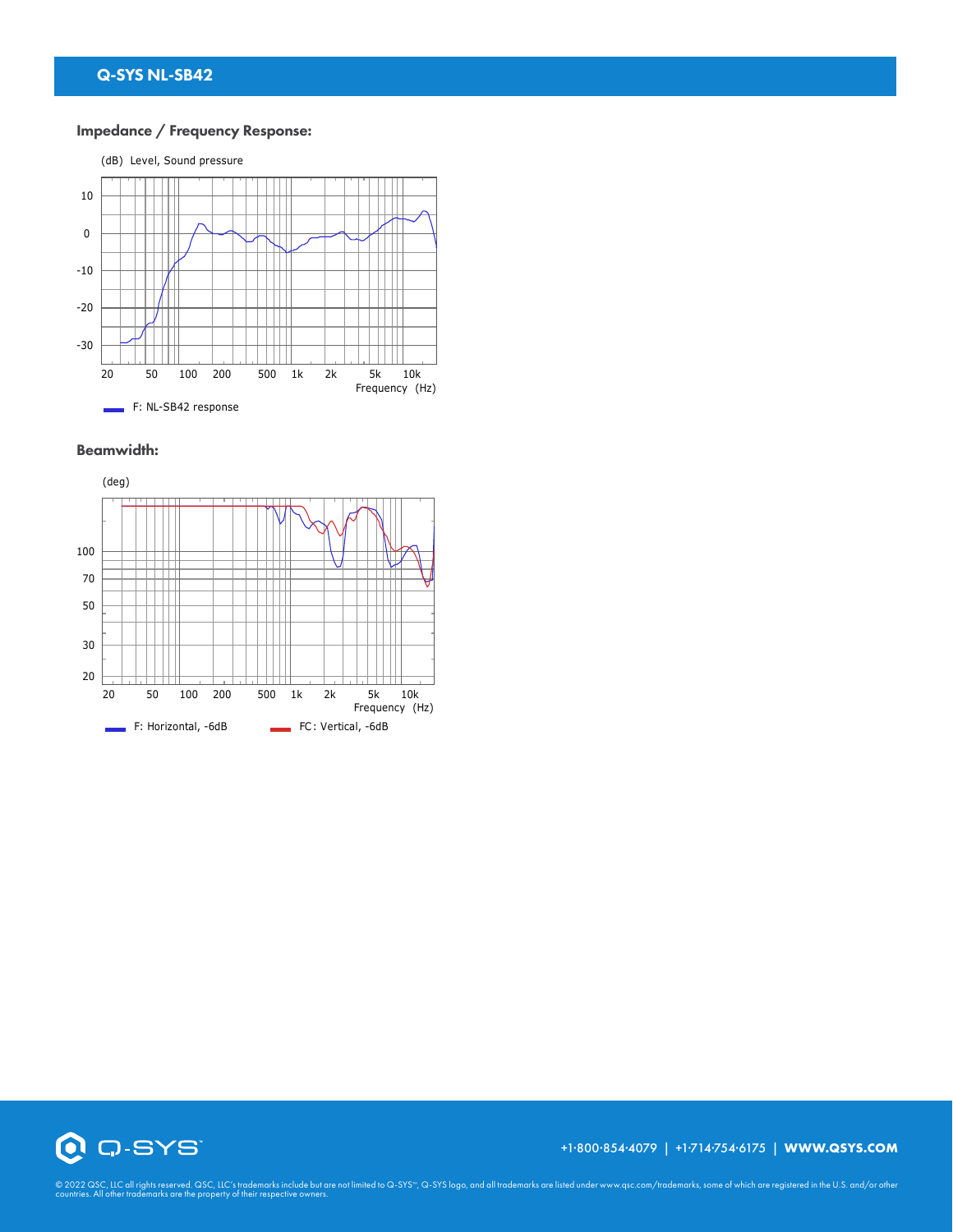## Impedance / Frequency Response:

(dB) Level, Sound pressure

10
0
-10
-20
-30

20 50 100 200 500 1k 2k 5k 10k
Frequency (Hz)

F: NL-SB42 response

## Beamwidth:

(deg)

100
70
50
30
20

20 50 100 200 500 1k 2k 5k 10k
Frequency (Hz)

F: Horizontal, -6dB FC: Vertical, -6dB

+1·800·854·4079 | +1·714·754·6175 | **WWW.QSYS.COM**

© 2022 QSC, LLC all rights reserved. QSC, LLC's trademarks include but are not limited to Q-SYS™, Q-SYS logo, and all trademarks are listed under www.qsc.com/trademarks, some of which are registered in the U.S. and/or other countries. All other trademarks are the property of their respective owners.